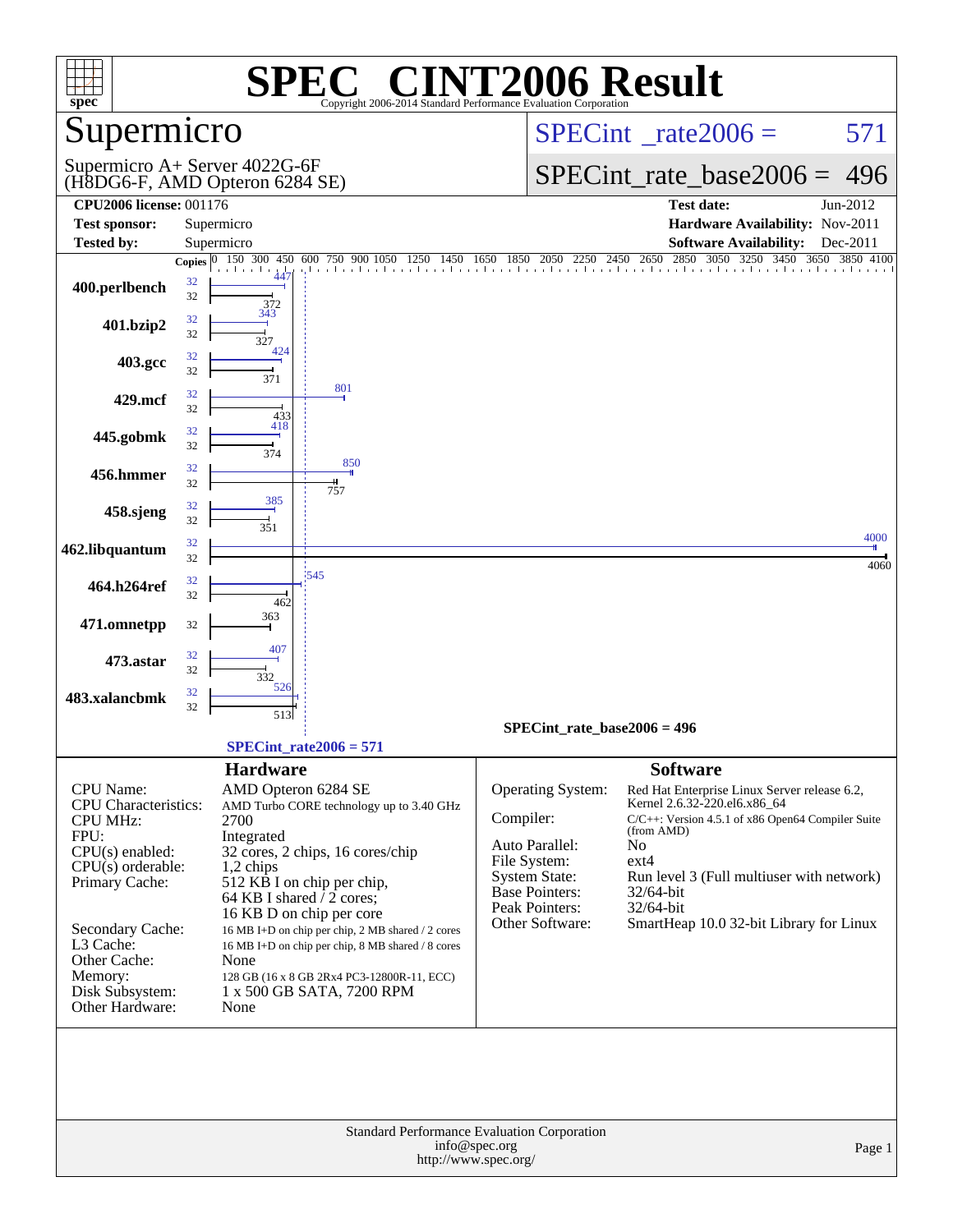# SPEC® CINT2006 Result

Copyright 2006-2014 Standard Performance Evaluation Corporation

## Supermicro

Supermicro A+ Server 4022G-6F
(H8DG6-F, AMD Opteron 6284 SE)

SPECint_rate2006 = 571

SPECint_rate_base2006 = 496

| | | | |
|---|---|---|---|
| **CPU2006 license:** 001176 | | **Test date:** | Jun-2012 |
| **Test sponsor:** | Supermicro | **Hardware Availability:** | Nov-2011 |
| **Tested by:** | Supermicro | **Software Availability:** | Dec-2011 |

Copies 0 150 300 450 600 750 900 1050 1250 1450 1650 1850 2050 2250 2450 2650 2850 3050 3250 3450 3650 3850 4100

400.perlbench 32 32 447 372

401.bzip2 32 32 343 327

403.gcc 32 32 424 371

429.mcf 32 32 801 433

445.gobmk 32 32 418 374

456.hmmer 32 32 850 757

458.sjeng 32 32 385 351

462.libquantum 32 32 4000 4060

464.h264ref 32 32 545 462

471.omnetpp 32 363

473.astar 32 32 407 332

483.xalancbmk 32 32 526 513

SPECint_rate_base2006 = 496

SPECint_rate2006 = 571

### Hardware

| | |
|---|---|
| CPU Name: | AMD Opteron 6284 SE |
| CPU Characteristics: | AMD Turbo CORE technology up to 3.40 GHz |
| CPU MHz: | 2700 |
| FPU: | Integrated |
| CPU(s) enabled: | 32 cores, 2 chips, 16 cores/chip |
| CPU(s) orderable: | 1,2 chips |
| Primary Cache: | 512 KB I on chip per chip, 64 KB I shared / 2 cores; 16 KB D on chip per core |
| Secondary Cache: | 16 MB I+D on chip per chip, 2 MB shared / 2 cores |
| L3 Cache: | 16 MB I+D on chip per chip, 8 MB shared / 8 cores |
| Other Cache: | None |
| Memory: | 128 GB (16 x 8 GB 2Rx4 PC3-12800R-11, ECC) |
| Disk Subsystem: | 1 x 500 GB SATA, 7200 RPM |
| Other Hardware: | None |

### Software

| | |
|---|---|
| Operating System: | Red Hat Enterprise Linux Server release 6.2, Kernel 2.6.32-220.el6.x86_64 |
| Compiler: | C/C++: Version 4.5.1 of x86 Open64 Compiler Suite (from AMD) |
| Auto Parallel: | No |
| File System: | ext4 |
| System State: | Run level 3 (Full multiuser with network) |
| Base Pointers: | 32/64-bit |
| Peak Pointers: | 32/64-bit |
| Other Software: | SmartHeap 10.0 32-bit Library for Linux |

Standard Performance Evaluation Corporation
info@spec.org
http://www.spec.org/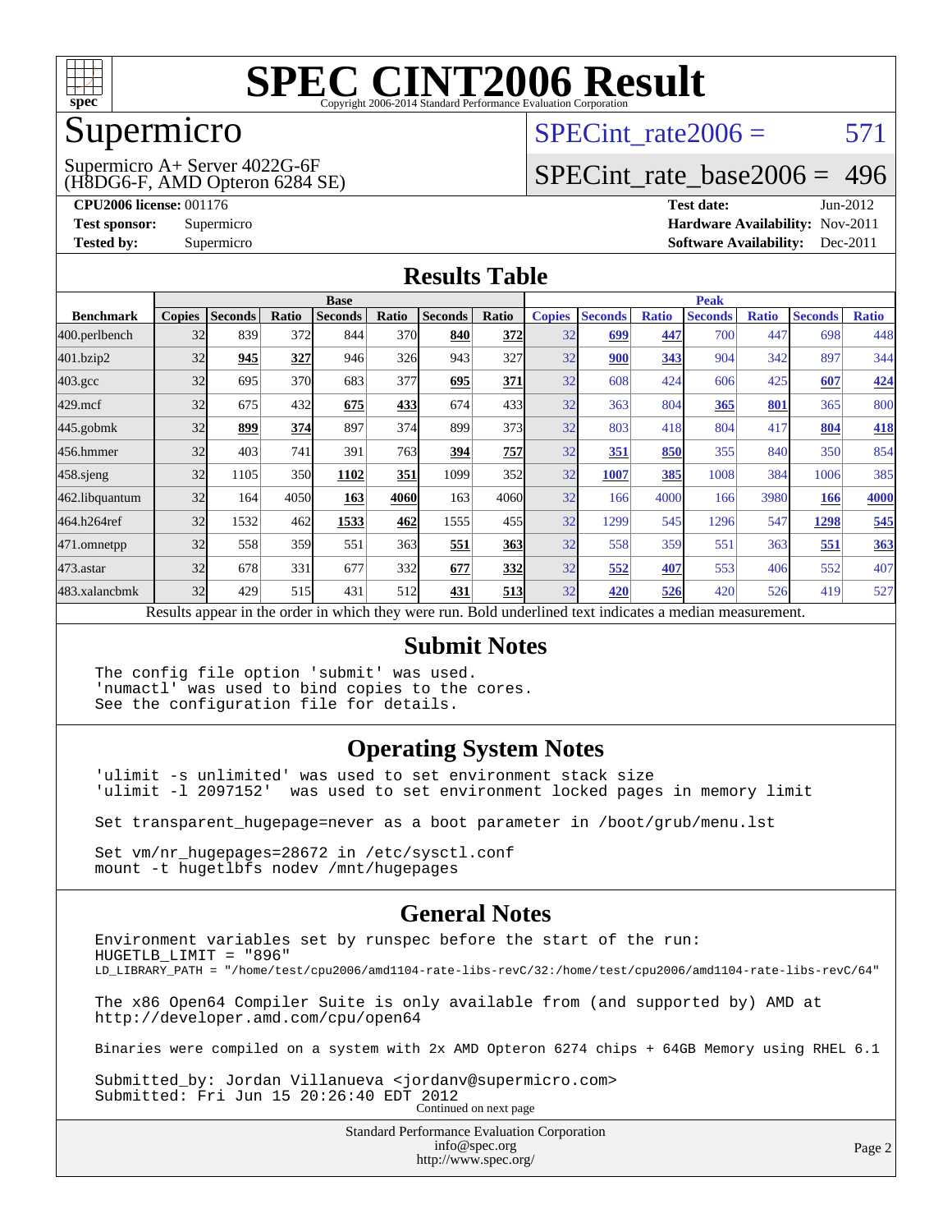# SPEC CINT2006 Result

Copyright 2006-2014 Standard Performance Evaluation Corporation

## Supermicro

Supermicro A+ Server 4022G-6F
(H8DG6-F, AMD Opteron 6284 SE)

SPECint_rate2006 = 571

SPECint_rate_base2006 = 496

**CPU2006 license:** 001176
**Test sponsor:** Supermicro
**Tested by:** Supermicro

**Test date:** Jun-2012
**Hardware Availability:** Nov-2011
**Software Availability:** Dec-2011

## Results Table

| | Base | | | | | | | | Peak | | | | | | | |
|---|---|---|---|---|---|---|---|---|---|---|---|---|---|---|---|---|
| **Benchmark** | **Copies** | **Seconds** | **Ratio** | **Seconds** | **Ratio** | **Seconds** | **Ratio** | | **Copies** | **Seconds** | **Ratio** | **Seconds** | **Ratio** | **Seconds** | **Ratio** |
| 400.perlbench | 32 | 839 | 372 | 844 | 370 | **840** | **372** | | 32 | **699** | **447** | 700 | 447 | 698 | 448 |
| 401.bzip2 | 32 | **945** | **327** | 946 | 326 | 943 | 327 | | 32 | **900** | **343** | 904 | 342 | 897 | 344 |
| 403.gcc | 32 | 695 | 370 | 683 | 377 | **695** | **371** | | 32 | 608 | 424 | 606 | 425 | **607** | **424** |
| 429.mcf | 32 | 675 | 432 | **675** | **433** | 674 | 433 | | 32 | 363 | 804 | **365** | **801** | 365 | 800 |
| 445.gobmk | 32 | **899** | **374** | 897 | 374 | 899 | 373 | | 32 | 803 | 418 | 804 | 417 | **804** | **418** |
| 456.hmmer | 32 | 403 | 741 | 391 | 763 | **394** | **757** | | 32 | **351** | **850** | 355 | 840 | 350 | 854 |
| 458.sjeng | 32 | 1105 | 350 | **1102** | **351** | 1099 | 352 | | 32 | **1007** | **385** | 1008 | 384 | 1006 | 385 |
| 462.libquantum | 32 | 164 | 4050 | **163** | **4060** | 163 | 4060 | | 32 | 166 | 4000 | 166 | 3980 | **166** | **4000** |
| 464.h264ref | 32 | 1532 | 462 | **1533** | **462** | 1555 | 455 | | 32 | 1299 | 545 | 1296 | 547 | **1298** | **545** |
| 471.omnetpp | 32 | 558 | 359 | 551 | 363 | **551** | **363** | | 32 | 558 | 359 | 551 | 363 | **551** | **363** |
| 473.astar | 32 | 678 | 331 | 677 | 332 | **677** | **332** | | 32 | **552** | **407** | 553 | 406 | 552 | 407 |
| 483.xalancbmk | 32 | 429 | 515 | 431 | 512 | **431** | **513** | | 32 | **420** | **526** | 420 | 526 | 419 | 527 |

Results appear in the order in which they were run. Bold underlined text indicates a median measurement.

## Submit Notes

```
The config file option 'submit' was used.
'numactl' was used to bind copies to the cores.
See the configuration file for details.
```

## Operating System Notes

```
'ulimit -s unlimited' was used to set environment stack size
'ulimit -l 2097152'  was used to set environment locked pages in memory limit

Set transparent_hugepage=never as a boot parameter in /boot/grub/menu.lst

Set vm/nr_hugepages=28672 in /etc/sysctl.conf
mount -t hugetlbfs nodev /mnt/hugepages
```

## General Notes

```
Environment variables set by runspec before the start of the run:
HUGETLB_LIMIT = "896"
LD_LIBRARY_PATH = "/home/test/cpu2006/amd1104-rate-libs-revC/32:/home/test/cpu2006/amd1104-rate-libs-revC/64"

The x86 Open64 Compiler Suite is only available from (and supported by) AMD at
http://developer.amd.com/cpu/open64

Binaries were compiled on a system with 2x AMD Opteron 6274 chips + 64GB Memory using RHEL 6.1

Submitted_by: Jordan Villanueva <jordanv@supermicro.com>
Submitted: Fri Jun 15 20:26:40 EDT 2012
```

Continued on next page

Standard Performance Evaluation Corporation
info@spec.org
http://www.spec.org/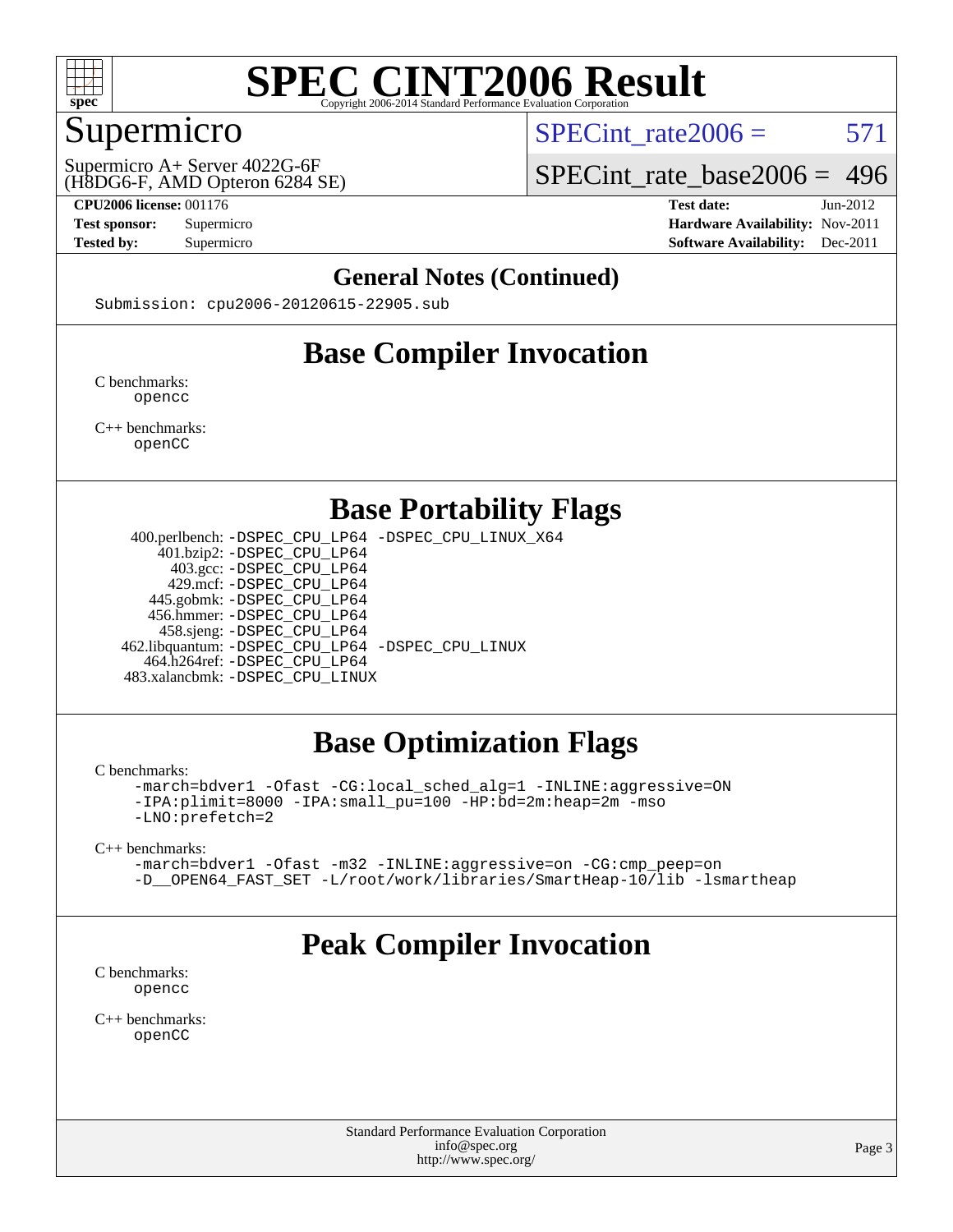# SPEC CINT2006 Result

Copyright 2006-2014 Standard Performance Evaluation Corporation

## Supermicro

Supermicro A+ Server 4022G-6F
(H8DG6-F, AMD Opteron 6284 SE)

SPECint_rate2006 = 571

SPECint_rate_base2006 = 496

| | | | |
|---|---|---|---|
| **CPU2006 license:** 001176 | | **Test date:** | Jun-2012 |
| **Test sponsor:** | Supermicro | **Hardware Availability:** | Nov-2011 |
| **Tested by:** | Supermicro | **Software Availability:** | Dec-2011 |

## General Notes (Continued)

```
Submission: cpu2006-20120615-22905.sub
```

## Base Compiler Invocation

C benchmarks:
```
opencc
```

C++ benchmarks:
```
openCC
```

## Base Portability Flags

| | |
|---|---|
| 400.perlbench: | -DSPEC_CPU_LP64 -DSPEC_CPU_LINUX_X64 |
| 401.bzip2: | -DSPEC_CPU_LP64 |
| 403.gcc: | -DSPEC_CPU_LP64 |
| 429.mcf: | -DSPEC_CPU_LP64 |
| 445.gobmk: | -DSPEC_CPU_LP64 |
| 456.hmmer: | -DSPEC_CPU_LP64 |
| 458.sjeng: | -DSPEC_CPU_LP64 |
| 462.libquantum: | -DSPEC_CPU_LP64 -DSPEC_CPU_LINUX |
| 464.h264ref: | -DSPEC_CPU_LP64 |
| 483.xalancbmk: | -DSPEC_CPU_LINUX |

## Base Optimization Flags

C benchmarks:
```
-march=bdver1 -Ofast -CG:local_sched_alg=1 -INLINE:aggressive=ON
-IPA:plimit=8000 -IPA:small_pu=100 -HP:bd=2m:heap=2m -mso
-LNO:prefetch=2
```

C++ benchmarks:
```
-march=bdver1 -Ofast -m32 -INLINE:aggressive=on -CG:cmp_peep=on
-D__OPEN64_FAST_SET -L/root/work/libraries/SmartHeap-10/lib -lsmartheap
```

## Peak Compiler Invocation

C benchmarks:
```
opencc
```

C++ benchmarks:
```
openCC
```

Standard Performance Evaluation Corporation
info@spec.org
http://www.spec.org/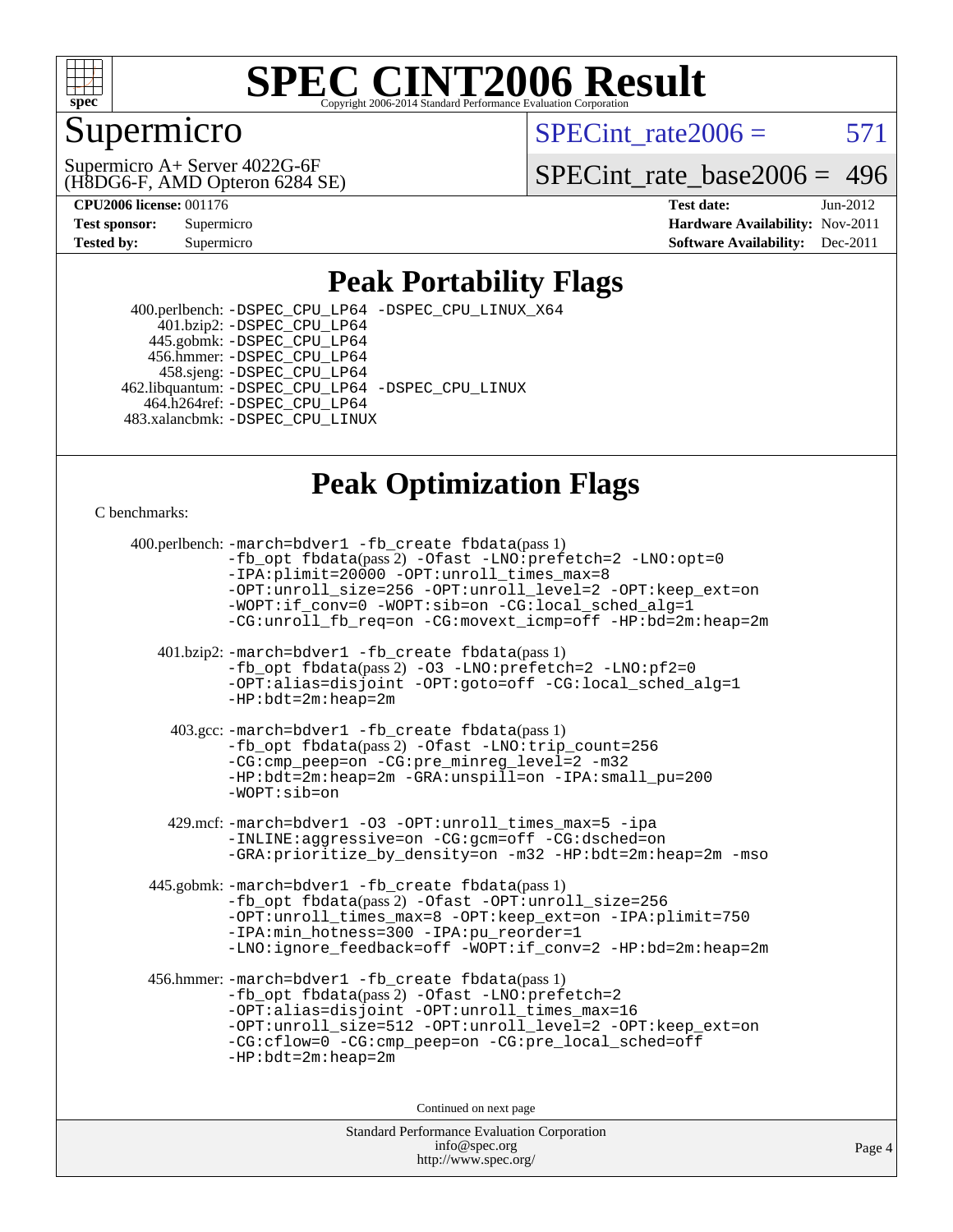# SPEC CINT2006 Result

Copyright 2006-2014 Standard Performance Evaluation Corporation

## Supermicro

Supermicro A+ Server 4022G-6F
(H8DG6-F, AMD Opteron 6284 SE)

SPECint_rate2006 = 571

SPECint_rate_base2006 = 496

| | | | |
|---|---|---|---|
| **CPU2006 license:** 001176 | | **Test date:** | Jun-2012 |
| **Test sponsor:** | Supermicro | **Hardware Availability:** | Nov-2011 |
| **Tested by:** | Supermicro | **Software Availability:** | Dec-2011 |

## Peak Portability Flags

400.perlbench: -DSPEC_CPU_LP64 -DSPEC_CPU_LINUX_X64
401.bzip2: -DSPEC_CPU_LP64
445.gobmk: -DSPEC_CPU_LP64
456.hmmer: -DSPEC_CPU_LP64
458.sjeng: -DSPEC_CPU_LP64
462.libquantum: -DSPEC_CPU_LP64 -DSPEC_CPU_LINUX
464.h264ref: -DSPEC_CPU_LP64
483.xalancbmk: -DSPEC_CPU_LINUX

## Peak Optimization Flags

C benchmarks:

400.perlbench: -march=bdver1 -fb_create fbdata(pass 1) -fb_opt fbdata(pass 2) -Ofast -LNO:prefetch=2 -LNO:opt=0 -IPA:plimit=20000 -OPT:unroll_times_max=8 -OPT:unroll_size=256 -OPT:unroll_level=2 -OPT:keep_ext=on -WOPT:if_conv=0 -WOPT:sib=on -CG:local_sched_alg=1 -CG:unroll_fb_req=on -CG:movext_icmp=off -HP:bd=2m:heap=2m

401.bzip2: -march=bdver1 -fb_create fbdata(pass 1) -fb_opt fbdata(pass 2) -O3 -LNO:prefetch=2 -LNO:pf2=0 -OPT:alias=disjoint -OPT:goto=off -CG:local_sched_alg=1 -HP:bdt=2m:heap=2m

403.gcc: -march=bdver1 -fb_create fbdata(pass 1) -fb_opt fbdata(pass 2) -Ofast -LNO:trip_count=256 -CG:cmp_peep=on -CG:pre_minreg_level=2 -m32 -HP:bdt=2m:heap=2m -GRA:unspill=on -IPA:small_pu=200 -WOPT:sib=on

429.mcf: -march=bdver1 -O3 -OPT:unroll_times_max=5 -ipa -INLINE:aggressive=on -CG:gcm=off -CG:dsched=on -GRA:prioritize_by_density=on -m32 -HP:bdt=2m:heap=2m -mso

445.gobmk: -march=bdver1 -fb_create fbdata(pass 1) -fb_opt fbdata(pass 2) -Ofast -OPT:unroll_size=256 -OPT:unroll_times_max=8 -OPT:keep_ext=on -IPA:plimit=750 -IPA:min_hotness=300 -IPA:pu_reorder=1 -LNO:ignore_feedback=off -WOPT:if_conv=2 -HP:bd=2m:heap=2m

456.hmmer: -march=bdver1 -fb_create fbdata(pass 1) -fb_opt fbdata(pass 2) -Ofast -LNO:prefetch=2 -OPT:alias=disjoint -OPT:unroll_times_max=16 -OPT:unroll_size=512 -OPT:unroll_level=2 -OPT:keep_ext=on -CG:cflow=0 -CG:cmp_peep=on -CG:pre_local_sched=off -HP:bdt=2m:heap=2m

Continued on next page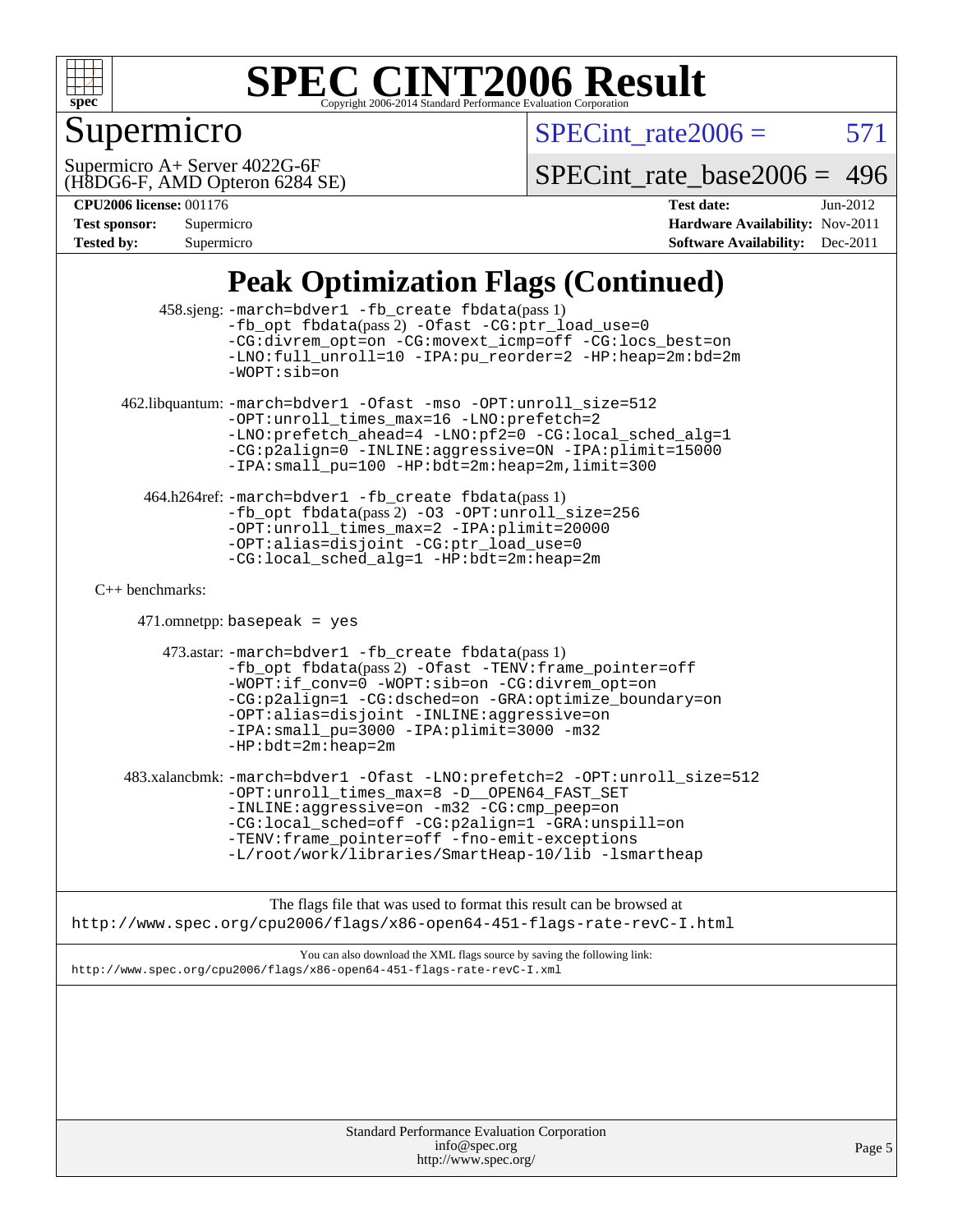# SPEC CINT2006 Result

Copyright 2006-2014 Standard Performance Evaluation Corporation

## Supermicro

Supermicro A+ Server 4022G-6F
(H8DG6-F, AMD Opteron 6284 SE)

SPECint_rate2006 = 571

SPECint_rate_base2006 = 496

| | | | |
|---|---|---|---|
| **CPU2006 license:** 001176 | | **Test date:** | Jun-2012 |
| **Test sponsor:** | Supermicro | **Hardware Availability:** | Nov-2011 |
| **Tested by:** | Supermicro | **Software Availability:** | Dec-2011 |

## Peak Optimization Flags (Continued)

458.sjeng: -march=bdver1 -fb_create fbdata(pass 1) -fb_opt fbdata(pass 2) -Ofast -CG:ptr_load_use=0 -CG:divrem_opt=on -CG:movext_icmp=off -CG:locs_best=on -LNO:full_unroll=10 -IPA:pu_reorder=2 -HP:heap=2m:bd=2m -WOPT:sib=on

462.libquantum: -march=bdver1 -Ofast -mso -OPT:unroll_size=512 -OPT:unroll_times_max=16 -LNO:prefetch=2 -LNO:prefetch_ahead=4 -LNO:pf2=0 -CG:local_sched_alg=1 -CG:p2align=0 -INLINE:aggressive=ON -IPA:plimit=15000 -IPA:small_pu=100 -HP:bdt=2m:heap=2m,limit=300

464.h264ref: -march=bdver1 -fb_create fbdata(pass 1) -fb_opt fbdata(pass 2) -O3 -OPT:unroll_size=256 -OPT:unroll_times_max=2 -IPA:plimit=20000 -OPT:alias=disjoint -CG:ptr_load_use=0 -CG:local_sched_alg=1 -HP:bdt=2m:heap=2m

C++ benchmarks:

471.omnetpp: basepeak = yes

473.astar: -march=bdver1 -fb_create fbdata(pass 1) -fb_opt fbdata(pass 2) -Ofast -TENV:frame_pointer=off -WOPT:if_conv=0 -WOPT:sib=on -CG:divrem_opt=on -CG:p2align=1 -CG:dsched=on -GRA:optimize_boundary=on -OPT:alias=disjoint -INLINE:aggressive=on -IPA:small_pu=3000 -IPA:plimit=3000 -m32 -HP:bdt=2m:heap=2m

483.xalancbmk: -march=bdver1 -Ofast -LNO:prefetch=2 -OPT:unroll_size=512 -OPT:unroll_times_max=8 -D__OPEN64_FAST_SET -INLINE:aggressive=on -m32 -CG:cmp_peep=on -CG:local_sched=off -CG:p2align=1 -GRA:unspill=on -TENV:frame_pointer=off -fno-emit-exceptions -L/root/work/libraries/SmartHeap-10/lib -lsmartheap

The flags file that was used to format this result can be browsed at
http://www.spec.org/cpu2006/flags/x86-open64-451-flags-rate-revC-I.html

You can also download the XML flags source by saving the following link:
http://www.spec.org/cpu2006/flags/x86-open64-451-flags-rate-revC-I.xml

Standard Performance Evaluation Corporation
info@spec.org
http://www.spec.org/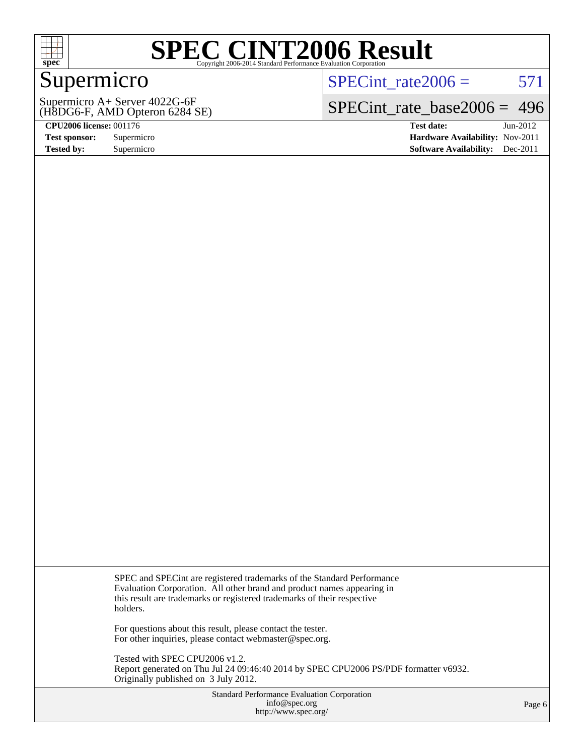# SPEC CINT2006 Result

Copyright 2006-2014 Standard Performance Evaluation Corporation

## Supermicro

Supermicro A+ Server 4022G-6F
(H8DG6-F, AMD Opteron 6284 SE)

SPECint_rate2006 = 571

SPECint_rate_base2006 = 496

**CPU2006 license:** 001176
**Test sponsor:** Supermicro
**Tested by:** Supermicro

**Test date:** Jun-2012
**Hardware Availability:** Nov-2011
**Software Availability:** Dec-2011

SPEC and SPECint are registered trademarks of the Standard Performance Evaluation Corporation. All other brand and product names appearing in this result are trademarks or registered trademarks of their respective holders.

For questions about this result, please contact the tester.
For other inquiries, please contact webmaster@spec.org.

Tested with SPEC CPU2006 v1.2.
Report generated on Thu Jul 24 09:46:40 2014 by SPEC CPU2006 PS/PDF formatter v6932.
Originally published on 3 July 2012.